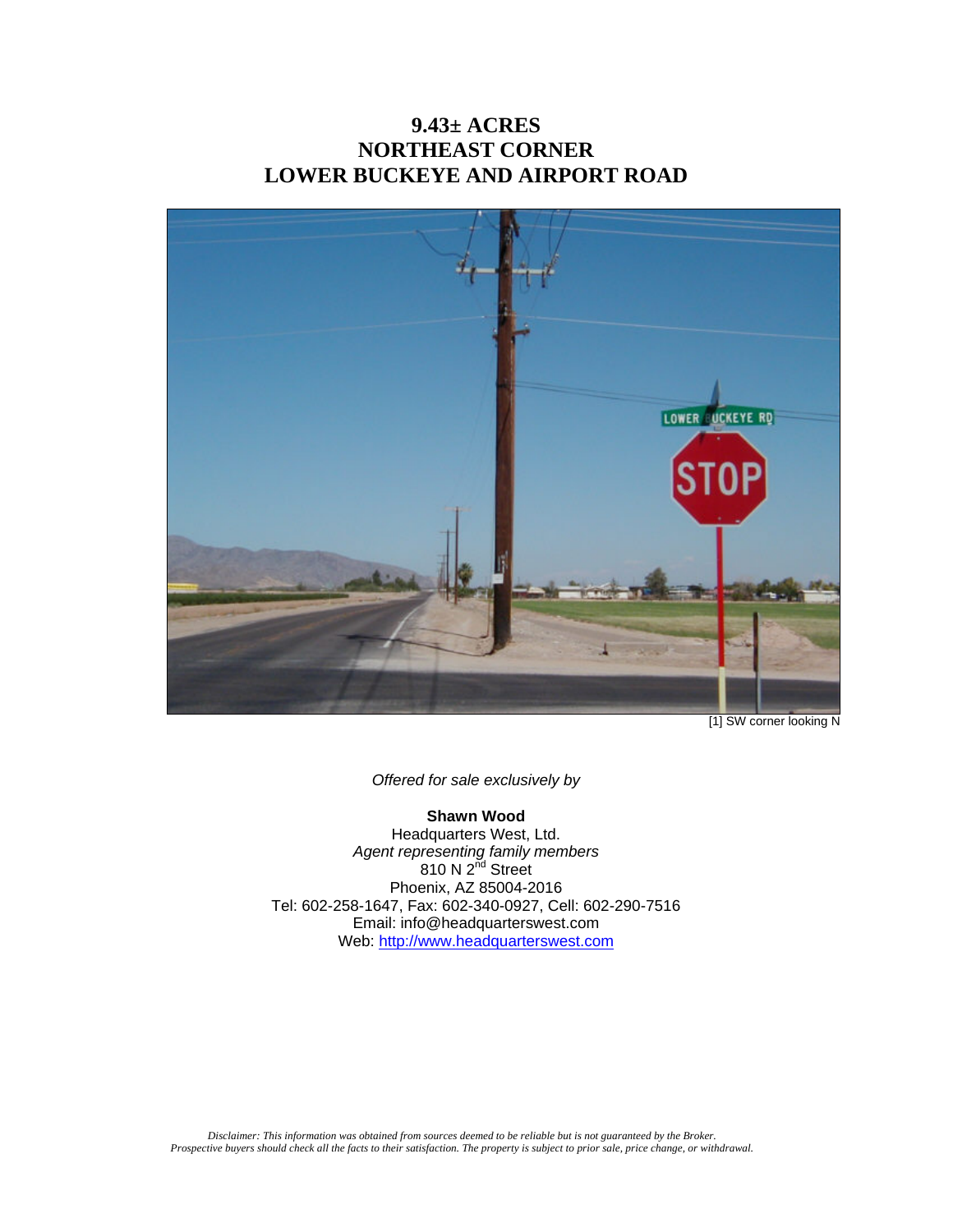# 9.43± ACRES
# NORTHEAST CORNER
# LOWER BUCKEYE AND AIRPORT ROAD

[1] SW corner looking N

*Offered for sale exclusively by*

**Shawn Wood**
Headquarters West, Ltd.
*Agent representing family members*
810 N 2nd Street
Phoenix, AZ 85004-2016
Tel: 602-258-1647, Fax: 602-340-0927, Cell: 602-290-7516
Email: info@headquarterswest.com
Web: http://www.headquarterswest.com

*Disclaimer: This information was obtained from sources deemed to be reliable but is not guaranteed by the Broker. Prospective buyers should check all the facts to their satisfaction. The property is subject to prior sale, price change, or withdrawal.*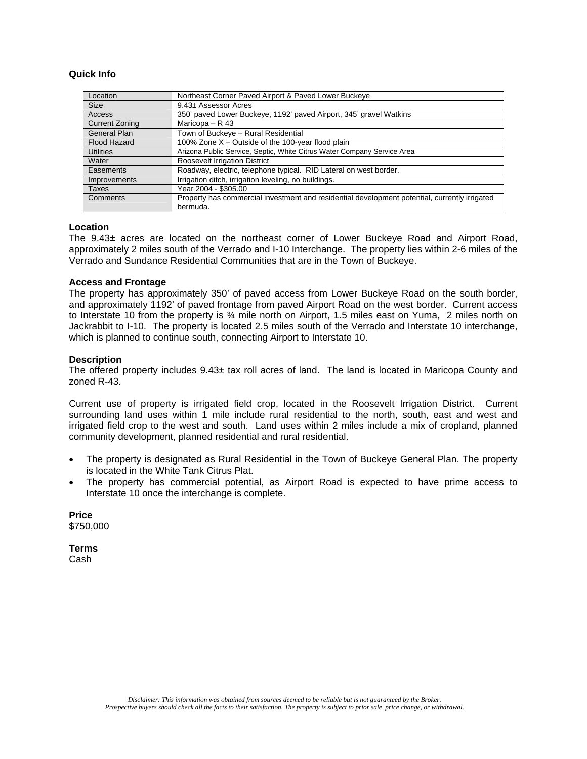**Quick Info**

| Location | Northeast Corner Paved Airport & Paved Lower Buckeye |
|---|---|
| Size | 9.43± Assessor Acres |
| Access | 350' paved Lower Buckeye, 1192' paved Airport, 345' gravel Watkins |
| Current Zoning | Maricopa – R 43 |
| General Plan | Town of Buckeye – Rural Residential |
| Flood Hazard | 100% Zone X – Outside of the 100-year flood plain |
| Utilities | Arizona Public Service, Septic, White Citrus Water Company Service Area |
| Water | Roosevelt Irrigation District |
| Easements | Roadway, electric, telephone typical. RID Lateral on west border. |
| Improvements | Irrigation ditch, irrigation leveling, no buildings. |
| Taxes | Year 2004 - $305.00 |
| Comments | Property has commercial investment and residential development potential, currently irrigated bermuda. |

**Location**

The 9.43**±** acres are located on the northeast corner of Lower Buckeye Road and Airport Road, approximately 2 miles south of the Verrado and I-10 Interchange. The property lies within 2-6 miles of the Verrado and Sundance Residential Communities that are in the Town of Buckeye.

**Access and Frontage**

The property has approximately 350' of paved access from Lower Buckeye Road on the south border, and approximately 1192' of paved frontage from paved Airport Road on the west border. Current access to Interstate 10 from the property is ¾ mile north on Airport, 1.5 miles east on Yuma, 2 miles north on Jackrabbit to I-10. The property is located 2.5 miles south of the Verrado and Interstate 10 interchange, which is planned to continue south, connecting Airport to Interstate 10.

**Description**

The offered property includes 9.43± tax roll acres of land. The land is located in Maricopa County and zoned R-43.

Current use of property is irrigated field crop, located in the Roosevelt Irrigation District. Current surrounding land uses within 1 mile include rural residential to the north, south, east and west and irrigated field crop to the west and south. Land uses within 2 miles include a mix of cropland, planned community development, planned residential and rural residential.

- The property is designated as Rural Residential in the Town of Buckeye General Plan. The property is located in the White Tank Citrus Plat.
- The property has commercial potential, as Airport Road is expected to have prime access to Interstate 10 once the interchange is complete.

**Price**

$750,000

**Terms**

Cash

*Disclaimer: This information was obtained from sources deemed to be reliable but is not guaranteed by the Broker. Prospective buyers should check all the facts to their satisfaction. The property is subject to prior sale, price change, or withdrawal.*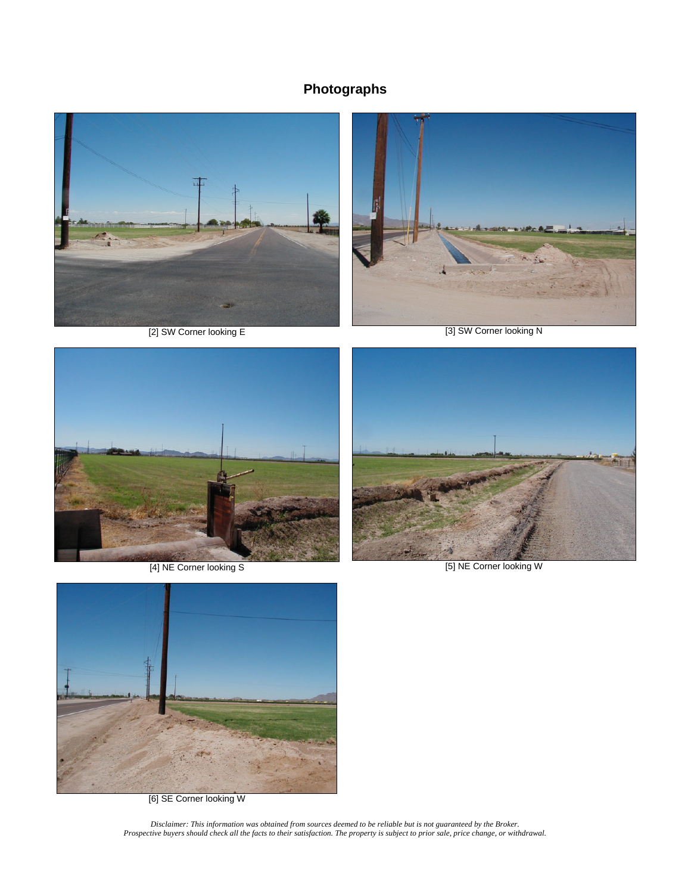## Photographs

[2] SW Corner looking E

[3] SW Corner looking N

[4] NE Corner looking S

[5] NE Corner looking W

[6] SE Corner looking W

*Disclaimer: This information was obtained from sources deemed to be reliable but is not guaranteed by the Broker. Prospective buyers should check all the facts to their satisfaction. The property is subject to prior sale, price change, or withdrawal.*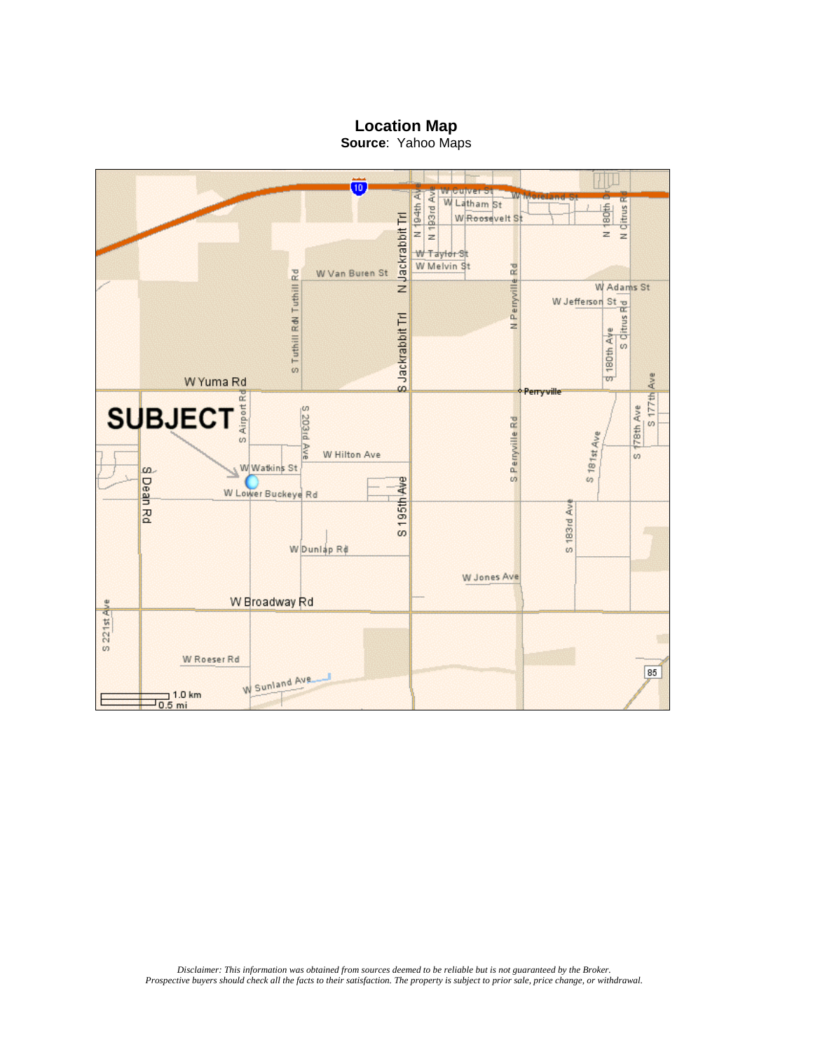**Location Map**

**Source**: Yahoo Maps

*Disclaimer: This information was obtained from sources deemed to be reliable but is not guaranteed by the Broker. Prospective buyers should check all the facts to their satisfaction. The property is subject to prior sale, price change, or withdrawal.*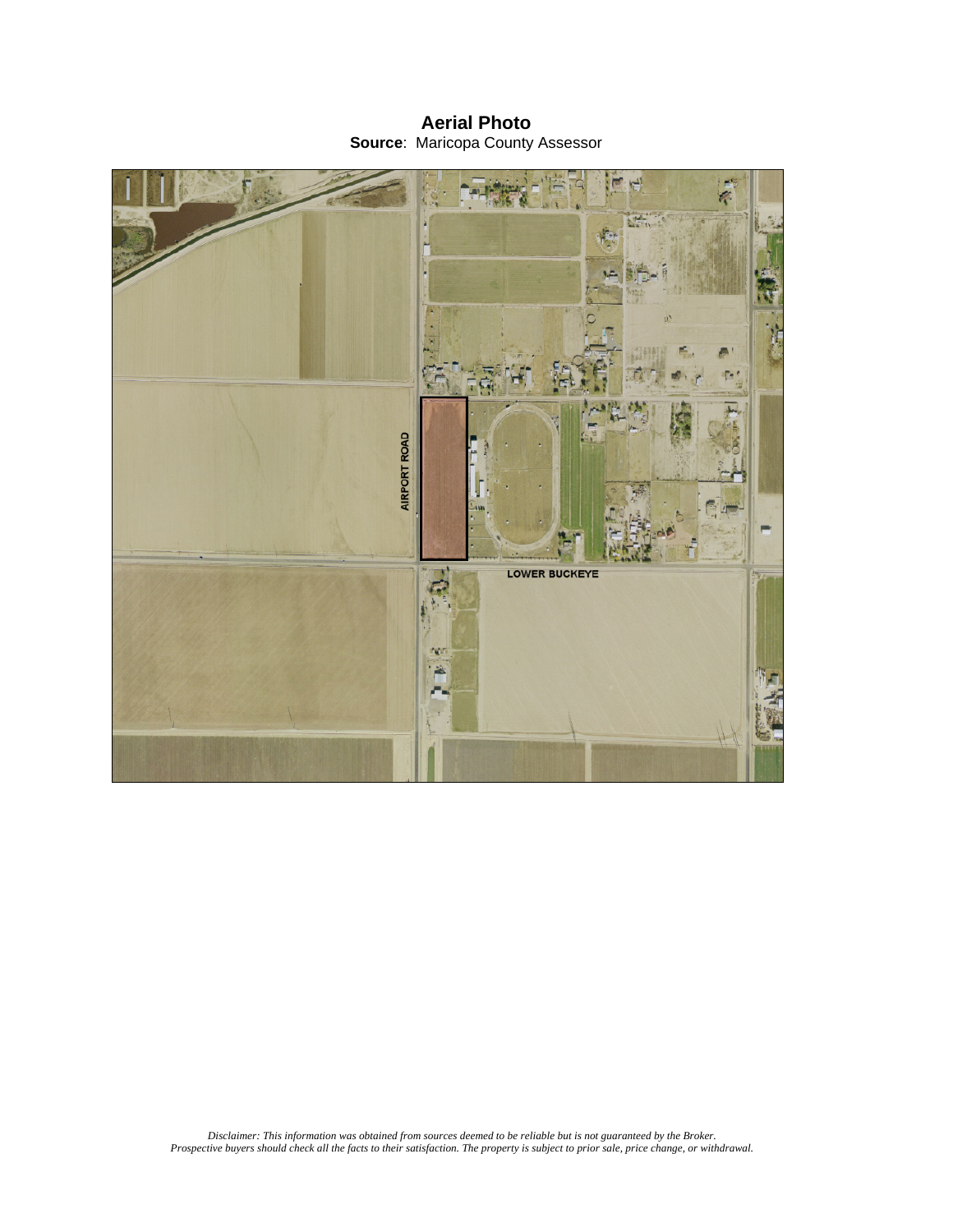# Aerial Photo

**Source**: Maricopa County Assessor

AIRPORT ROAD

LOWER BUCKEYE

*Disclaimer: This information was obtained from sources deemed to be reliable but is not guaranteed by the Broker.*
*Prospective buyers should check all the facts to their satisfaction. The property is subject to prior sale, price change, or withdrawal.*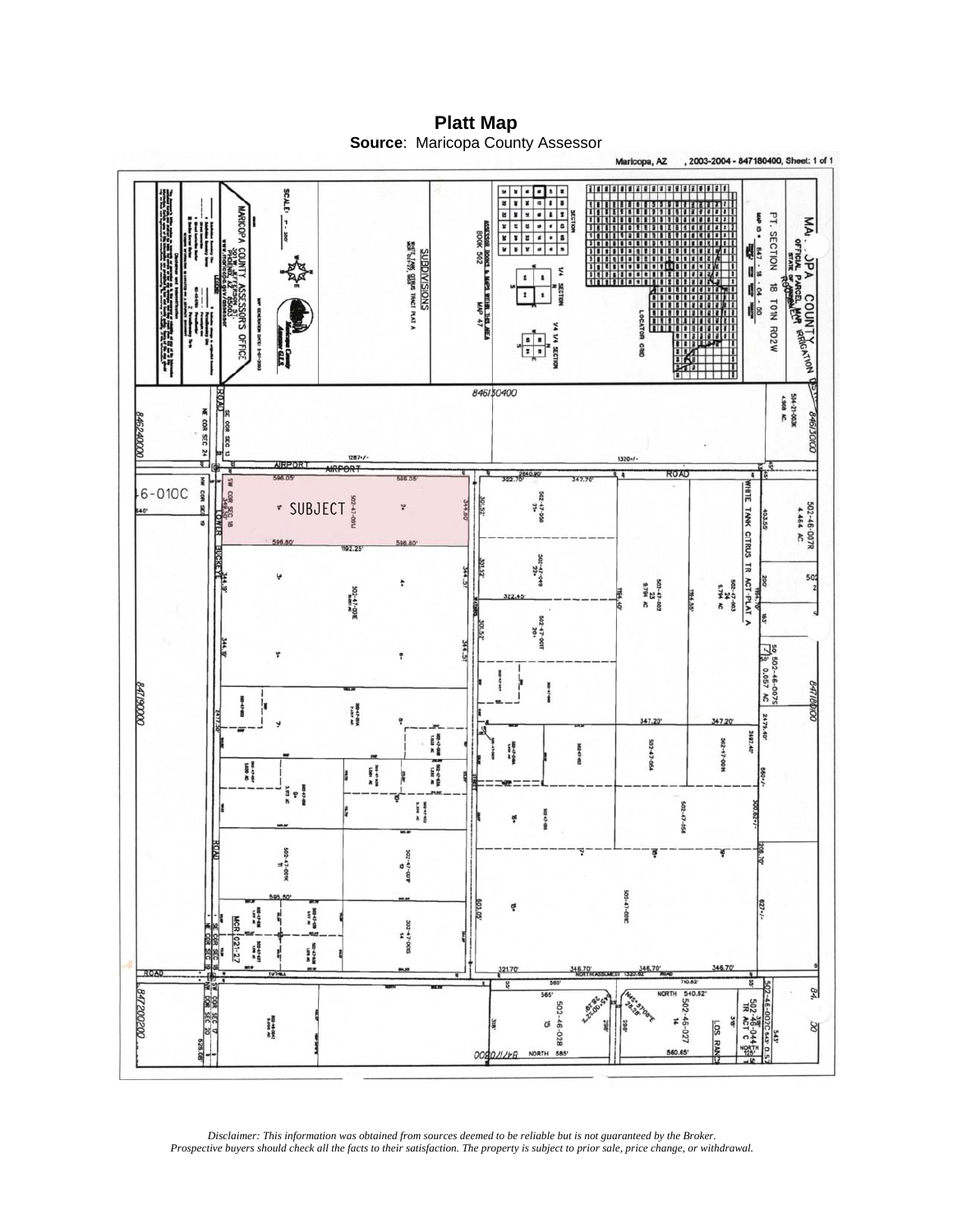**Platt Map**

**Source**: Maricopa County Assessor

Maricopa, AZ , 2003-2004 - 847180400, Sheet: 1 of 1

SUBJECT

*Disclaimer: This information was obtained from sources deemed to be reliable but is not guaranteed by the Broker. Prospective buyers should check all the facts to their satisfaction. The property is subject to prior sale, price change, or withdrawal.*